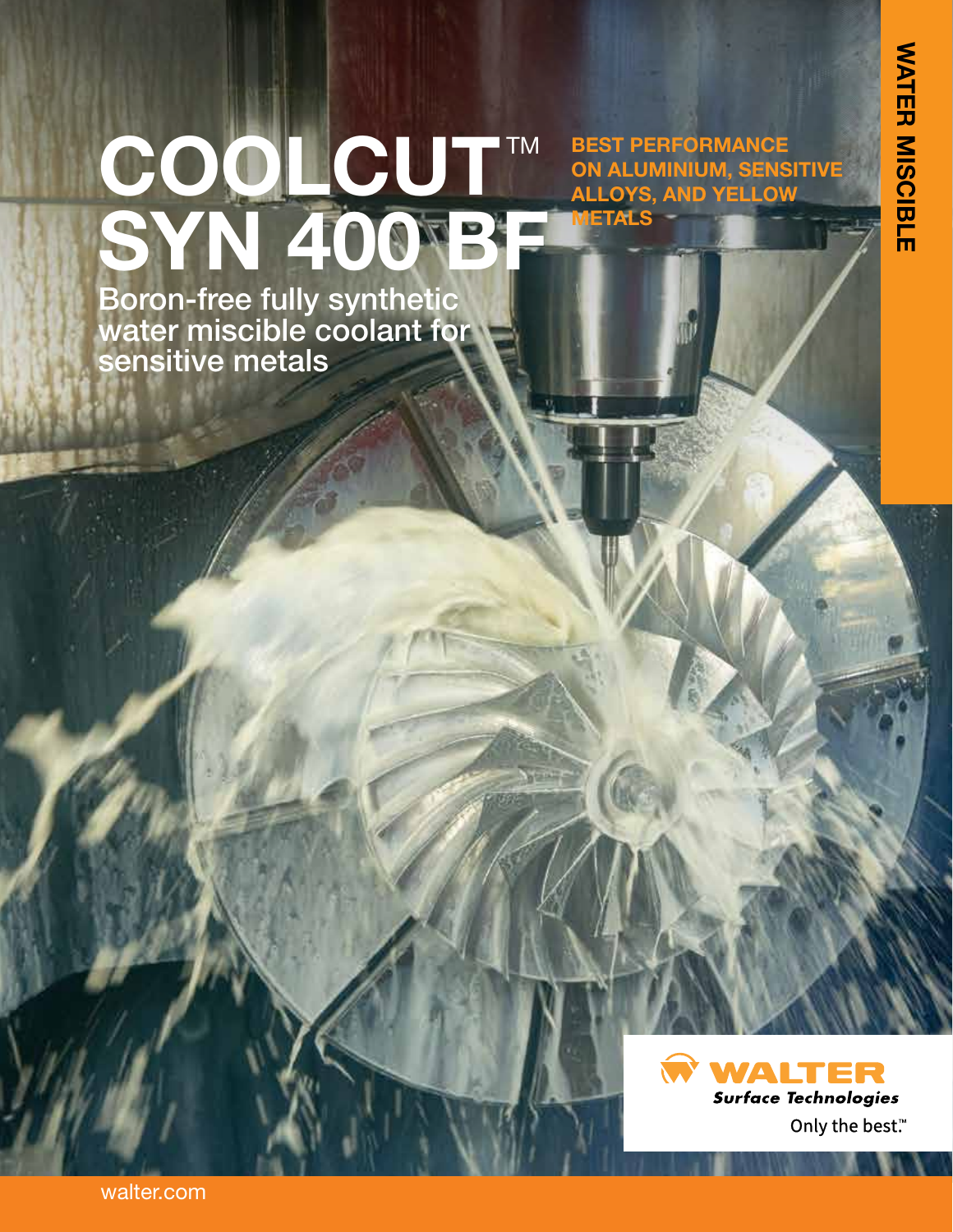# COOLCUT™ SYN 400 BF

## Boron-free fully synthetic water miscible coolant for sensitive metals

**BEST PERFORMANCE ON ALUMINIUM, SENSITIVE ALLOYS, AND YELLOW METALS**

**WATER MISCIBLE**

WALTER Surface Technologies

Only the best.™

walter.com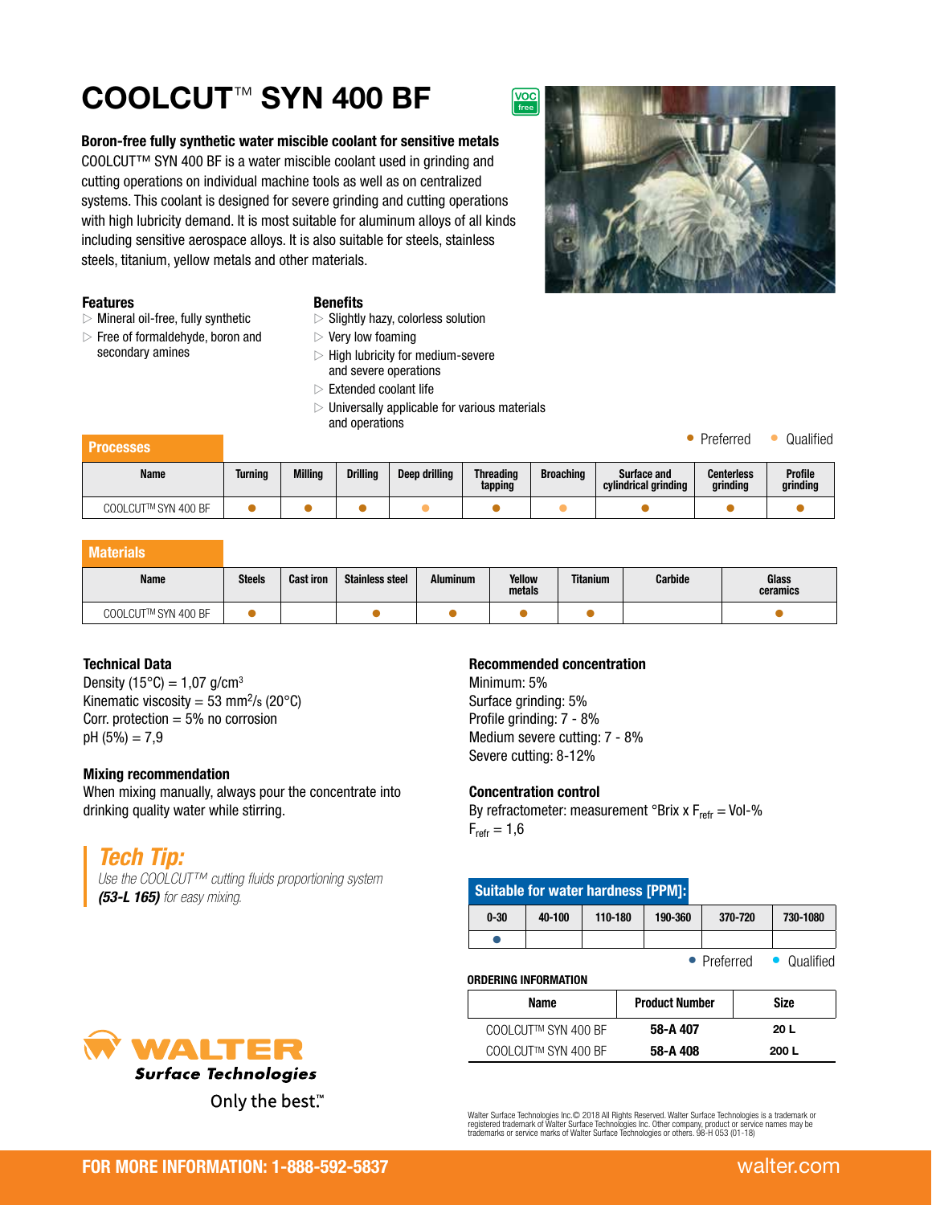# COOLCUT™ SYN 400 BF

VOC free

**Boron-free fully synthetic water miscible coolant for sensitive metals**

COOLCUT™ SYN 400 BF is a water miscible coolant used in grinding and cutting operations on individual machine tools as well as on centralized systems. This coolant is designed for severe grinding and cutting operations with high lubricity demand. It is most suitable for aluminum alloys of all kinds including sensitive aerospace alloys. It is also suitable for steels, stainless steels, titanium, yellow metals and other materials.

### Features

- Mineral oil-free, fully synthetic
- Free of formaldehyde, boron and secondary amines

### Benefits

- Slightly hazy, colorless solution
- Very low foaming
- High lubricity for medium-severe and severe operations
- Extended coolant life
- Universally applicable for various materials and operations

● Preferred ● Qualified

### Processes

| Name | Turning | Milling | Drilling | Deep drilling | Threading tapping | Broaching | Surface and cylindrical grinding | Centerless grinding | Profile grinding |
|---|---|---|---|---|---|---|---|---|---|
| COOLCUT™ SYN 400 BF | ● Preferred | ● Preferred | ● Preferred | ● Qualified | ● Preferred | ● Qualified | ● Preferred | ● Preferred | ● Preferred |

### Materials

| Name | Steels | Cast iron | Stainless steel | Aluminum | Yellow metals | Titanium | Carbide | Glass ceramics |
|---|---|---|---|---|---|---|---|---|
| COOLCUT™ SYN 400 BF | ● | | ● | ● | ● | ● | | ● |

### Technical Data

Density (15°C) = 1,07 g/cm$^3$
Kinematic viscosity = 53 mm$^2$/s (20°C)
Corr. protection = 5% no corrosion
pH (5%) = 7,9

### Mixing recommendation

When mixing manually, always pour the concentrate into drinking quality water while stirring.

### *Tech Tip:*

*Use the COOLCUT™ cutting fluids proportioning system **(53-L 165)** for easy mixing.*

### Recommended concentration

Minimum: 5%
Surface grinding: 5%
Profile grinding: 7 - 8%
Medium severe cutting: 7 - 8%
Severe cutting: 8-12%

### Concentration control

By refractometer: measurement °Brix x $F_{refr}$ = Vol-%
$F_{refr}$ = 1,6

### Suitable for water hardness [PPM]:

| 0-30 | 40-100 | 110-180 | 190-360 | 370-720 | 730-1080 |
|---|---|---|---|---|---|
| ● | | | | | |

● Preferred ● Qualified

### ORDERING INFORMATION

| Name | Product Number | Size |
|---|---|---|
| COOLCUT™ SYN 400 BF | 58-A 407 | 20 L |
| COOLCUT™ SYN 400 BF | 58-A 408 | 200 L |

WALTER Surface Technologies
Only the best.™

Walter Surface Technologies Inc.© 2018 All Rights Reserved. Walter Surface Technologies is a trademark or registered trademark of Walter Surface Technologies Inc. Other company, product or service names may be trademarks or service marks of Walter Surface Technologies or others. 98-H 053 (01-18)

FOR MORE INFORMATION: 1-888-592-5837
walter.com